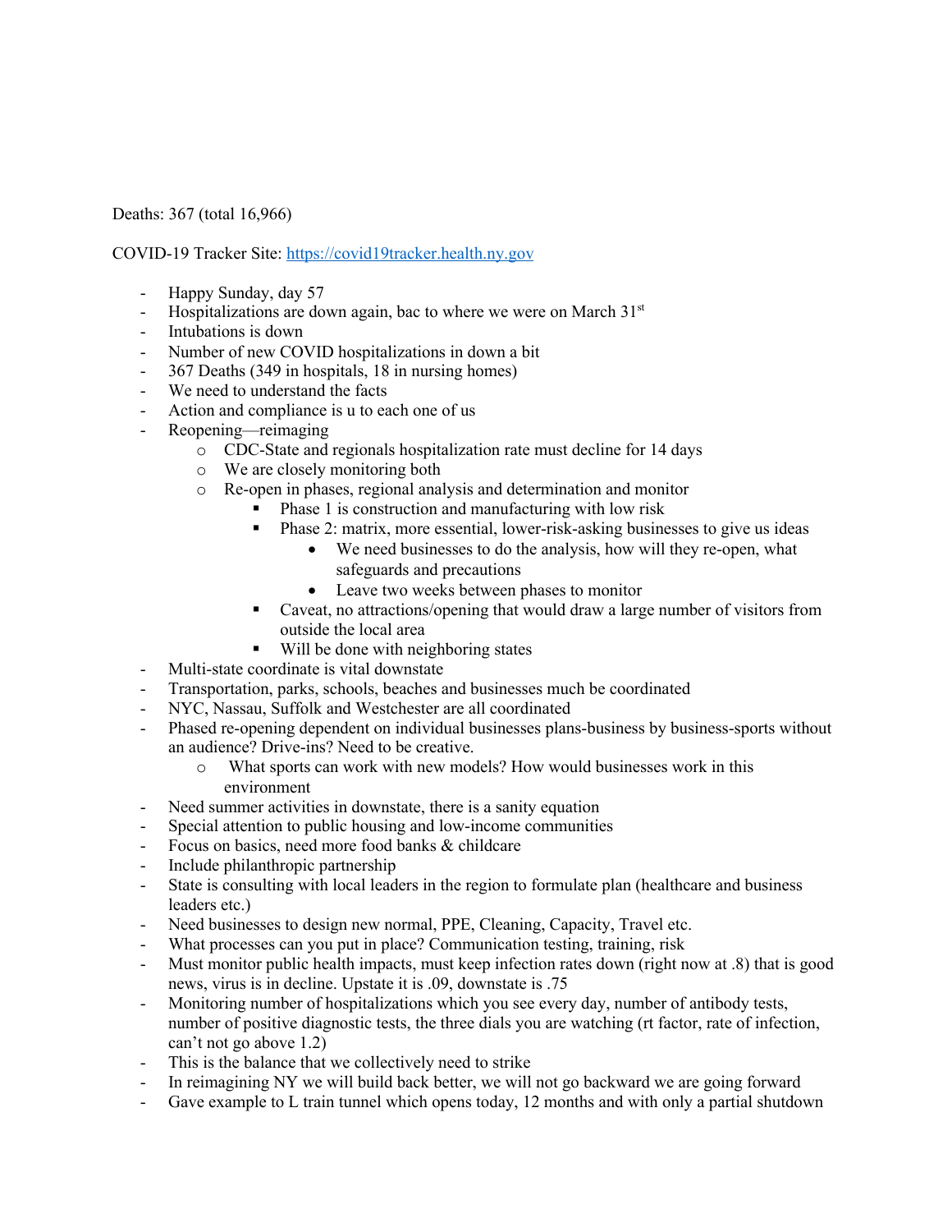Deaths: 367 (total 16,966)

COVID-19 Tracker Site: https://covid19tracker.health.ny.gov

- Happy Sunday, day 57
- Hospitalizations are down again, bac to where we were on March 31st
- Intubations is down
- Number of new COVID hospitalizations in down a bit
- 367 Deaths (349 in hospitals, 18 in nursing homes)
- We need to understand the facts
- Action and compliance is u to each one of us
- Reopening—reimaging
  - CDC-State and regionals hospitalization rate must decline for 14 days
  - We are closely monitoring both
  - Re-open in phases, regional analysis and determination and monitor
    - Phase 1 is construction and manufacturing with low risk
    - Phase 2: matrix, more essential, lower-risk-asking businesses to give us ideas
      - We need businesses to do the analysis, how will they re-open, what safeguards and precautions
      - Leave two weeks between phases to monitor
    - Caveat, no attractions/opening that would draw a large number of visitors from outside the local area
    - Will be done with neighboring states
- Multi-state coordinate is vital downstate
- Transportation, parks, schools, beaches and businesses much be coordinated
- NYC, Nassau, Suffolk and Westchester are all coordinated
- Phased re-opening dependent on individual businesses plans-business by business-sports without an audience? Drive-ins? Need to be creative.
  - What sports can work with new models? How would businesses work in this environment
- Need summer activities in downstate, there is a sanity equation
- Special attention to public housing and low-income communities
- Focus on basics, need more food banks & childcare
- Include philanthropic partnership
- State is consulting with local leaders in the region to formulate plan (healthcare and business leaders etc.)
- Need businesses to design new normal, PPE, Cleaning, Capacity, Travel etc.
- What processes can you put in place? Communication testing, training, risk
- Must monitor public health impacts, must keep infection rates down (right now at .8) that is good news, virus is in decline. Upstate it is .09, downstate is .75
- Monitoring number of hospitalizations which you see every day, number of antibody tests, number of positive diagnostic tests, the three dials you are watching (rt factor, rate of infection, can't not go above 1.2)
- This is the balance that we collectively need to strike
- In reimagining NY we will build back better, we will not go backward we are going forward
- Gave example to L train tunnel which opens today, 12 months and with only a partial shutdown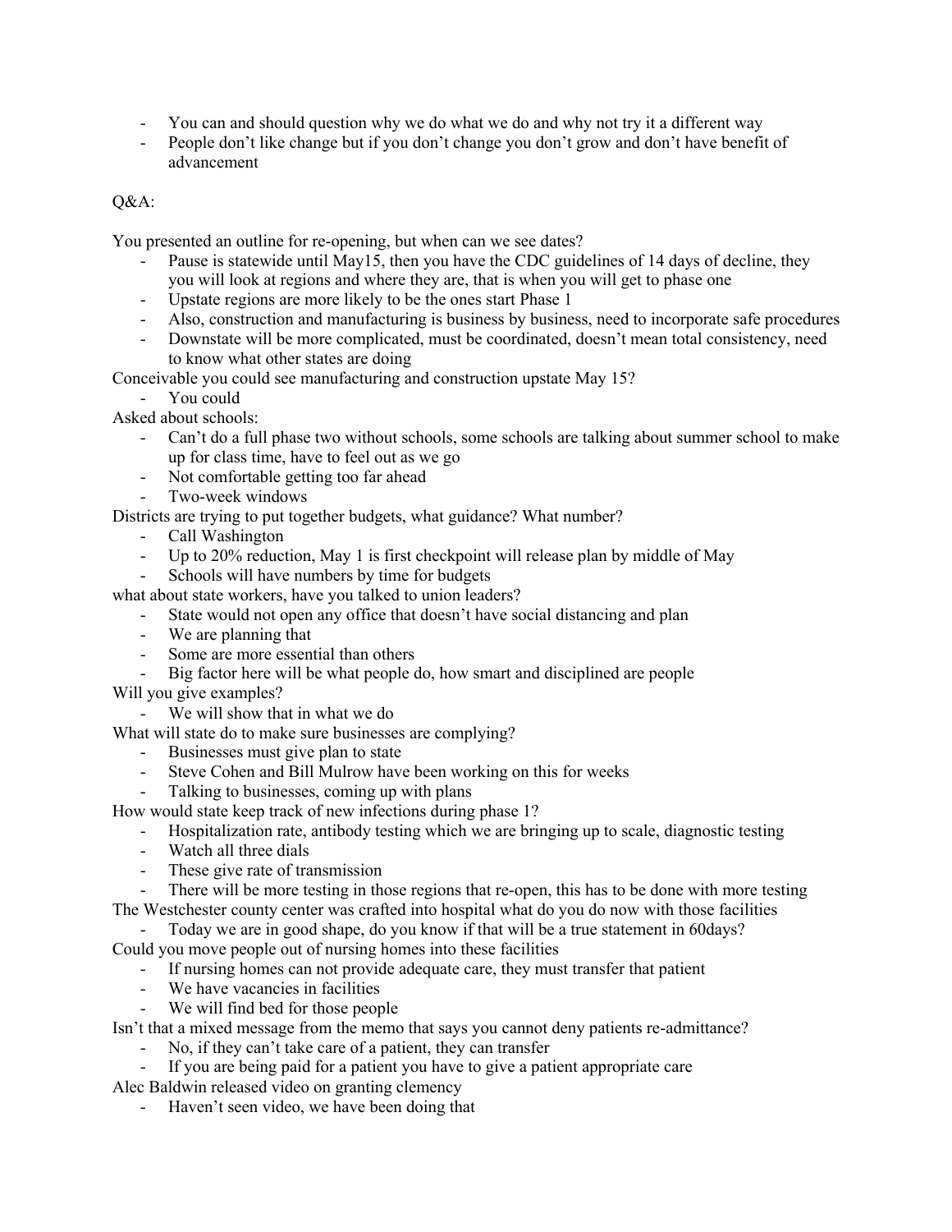- You can and should question why we do what we do and why not try it a different way
- People don't like change but if you don't change you don't grow and don't have benefit of advancement

Q&A:

You presented an outline for re-opening, but when can we see dates?

- Pause is statewide until May15, then you have the CDC guidelines of 14 days of decline, they you will look at regions and where they are, that is when you will get to phase one
- Upstate regions are more likely to be the ones start Phase 1
- Also, construction and manufacturing is business by business, need to incorporate safe procedures
- Downstate will be more complicated, must be coordinated, doesn't mean total consistency, need to know what other states are doing

Conceivable you could see manufacturing and construction upstate May 15?

- You could

Asked about schools:

- Can't do a full phase two without schools, some schools are talking about summer school to make up for class time, have to feel out as we go
- Not comfortable getting too far ahead
- Two-week windows

Districts are trying to put together budgets, what guidance? What number?

- Call Washington
- Up to 20% reduction, May 1 is first checkpoint will release plan by middle of May
- Schools will have numbers by time for budgets

what about state workers, have you talked to union leaders?

- State would not open any office that doesn't have social distancing and plan
- We are planning that
- Some are more essential than others
- Big factor here will be what people do, how smart and disciplined are people

Will you give examples?

- We will show that in what we do

What will state do to make sure businesses are complying?

- Businesses must give plan to state
- Steve Cohen and Bill Mulrow have been working on this for weeks
- Talking to businesses, coming up with plans

How would state keep track of new infections during phase 1?

- Hospitalization rate, antibody testing which we are bringing up to scale, diagnostic testing
- Watch all three dials
- These give rate of transmission
- There will be more testing in those regions that re-open, this has to be done with more testing

The Westchester county center was crafted into hospital what do you do now with those facilities

- Today we are in good shape, do you know if that will be a true statement in 60days?

Could you move people out of nursing homes into these facilities

- If nursing homes can not provide adequate care, they must transfer that patient
- We have vacancies in facilities
- We will find bed for those people

Isn't that a mixed message from the memo that says you cannot deny patients re-admittance?

- No, if they can't take care of a patient, they can transfer
- If you are being paid for a patient you have to give a patient appropriate care

Alec Baldwin released video on granting clemency

- Haven't seen video, we have been doing that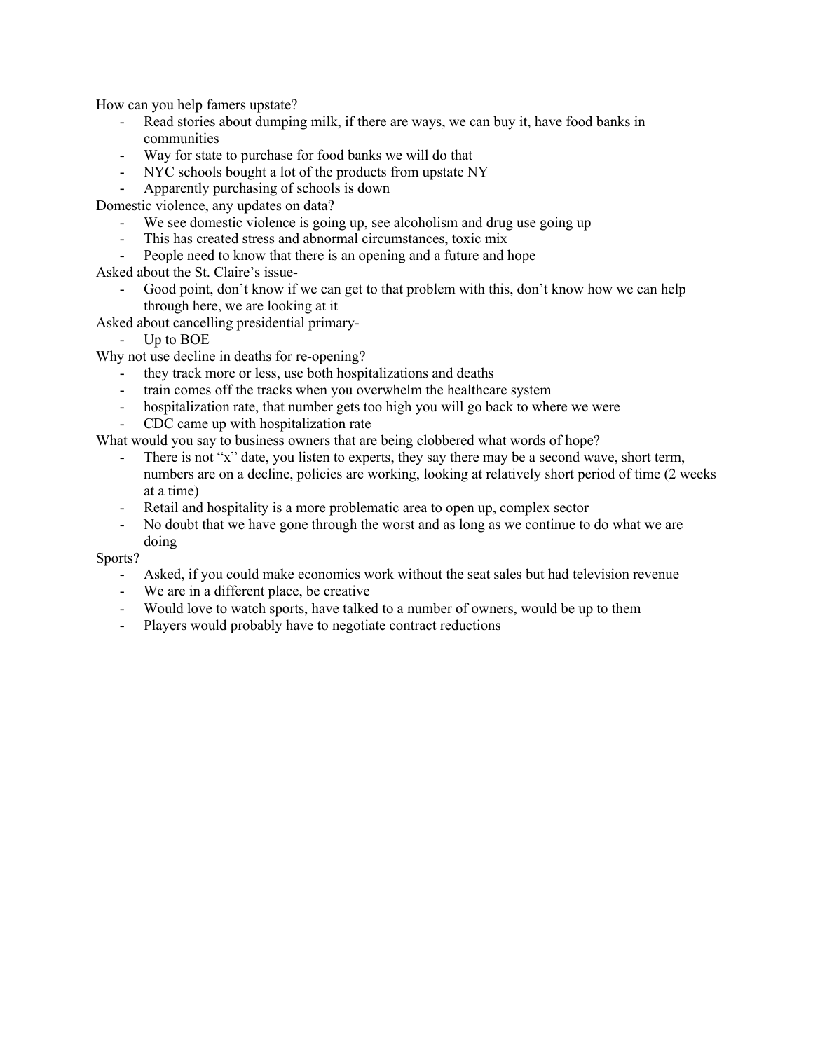How can you help famers upstate?

- Read stories about dumping milk, if there are ways, we can buy it, have food banks in communities
- Way for state to purchase for food banks we will do that
- NYC schools bought a lot of the products from upstate NY
- Apparently purchasing of schools is down

Domestic violence, any updates on data?

- We see domestic violence is going up, see alcoholism and drug use going up
- This has created stress and abnormal circumstances, toxic mix
- People need to know that there is an opening and a future and hope

Asked about the St. Claire's issue-

- Good point, don't know if we can get to that problem with this, don't know how we can help through here, we are looking at it

Asked about cancelling presidential primary-

- Up to BOE

Why not use decline in deaths for re-opening?

- they track more or less, use both hospitalizations and deaths
- train comes off the tracks when you overwhelm the healthcare system
- hospitalization rate, that number gets too high you will go back to where we were
- CDC came up with hospitalization rate

What would you say to business owners that are being clobbered what words of hope?

- There is not "x" date, you listen to experts, they say there may be a second wave, short term, numbers are on a decline, policies are working, looking at relatively short period of time (2 weeks at a time)
- Retail and hospitality is a more problematic area to open up, complex sector
- No doubt that we have gone through the worst and as long as we continue to do what we are doing

Sports?

- Asked, if you could make economics work without the seat sales but had television revenue
- We are in a different place, be creative
- Would love to watch sports, have talked to a number of owners, would be up to them
- Players would probably have to negotiate contract reductions